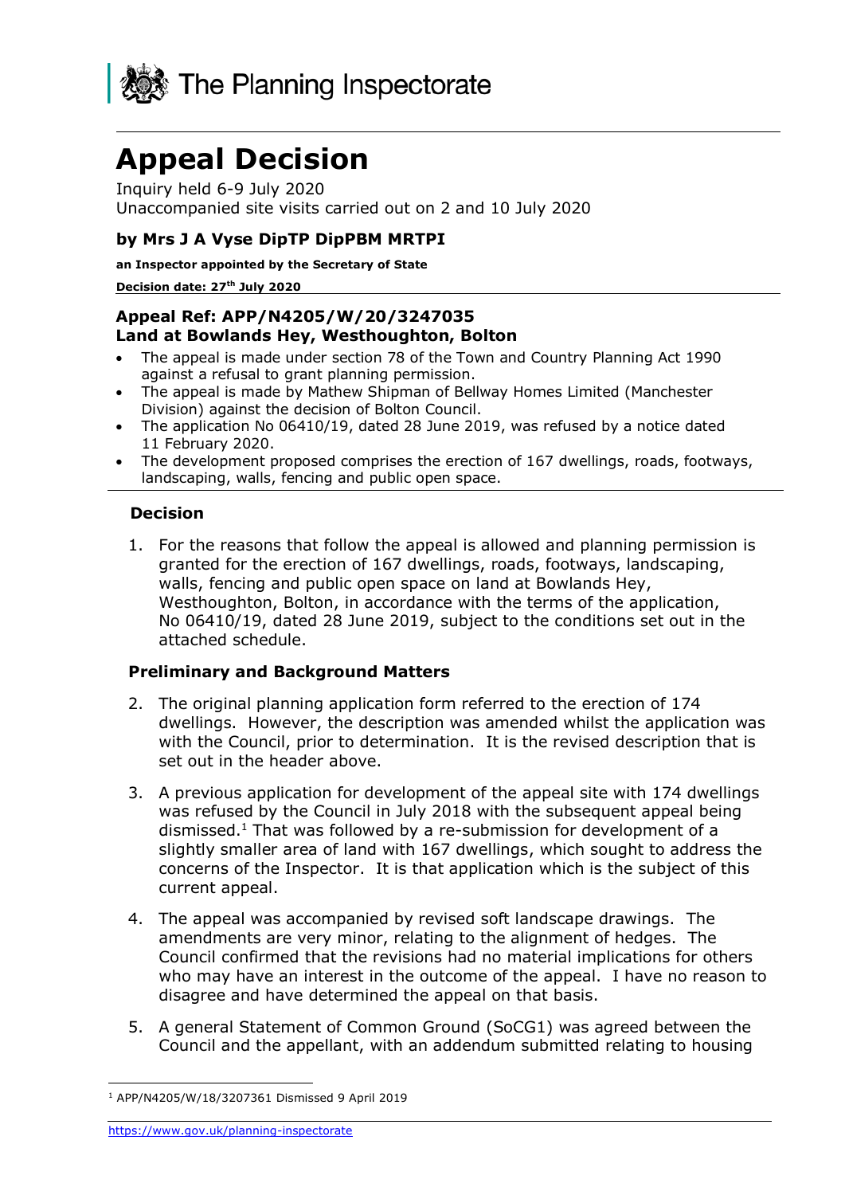The Planning Inspectorate

# Appeal Decision

Inquiry held 6-9 July 2020
Unaccompanied site visits carried out on 2 and 10 July 2020

### by Mrs J A Vyse DipTP DipPBM MRTPI

**an Inspector appointed by the Secretary of State**

**Decision date: 27th July 2020**

## Appeal Ref: APP/N4205/W/20/3247035
## Land at Bowlands Hey, Westhoughton, Bolton

- The appeal is made under section 78 of the Town and Country Planning Act 1990 against a refusal to grant planning permission.
- The appeal is made by Mathew Shipman of Bellway Homes Limited (Manchester Division) against the decision of Bolton Council.
- The application No 06410/19, dated 28 June 2019, was refused by a notice dated 11 February 2020.
- The development proposed comprises the erection of 167 dwellings, roads, footways, landscaping, walls, fencing and public open space.

### Decision

1. For the reasons that follow the appeal is allowed and planning permission is granted for the erection of 167 dwellings, roads, footways, landscaping, walls, fencing and public open space on land at Bowlands Hey, Westhoughton, Bolton, in accordance with the terms of the application, No 06410/19, dated 28 June 2019, subject to the conditions set out in the attached schedule.

### Preliminary and Background Matters

2. The original planning application form referred to the erection of 174 dwellings. However, the description was amended whilst the application was with the Council, prior to determination. It is the revised description that is set out in the header above.

3. A previous application for development of the appeal site with 174 dwellings was refused by the Council in July 2018 with the subsequent appeal being dismissed.[1] That was followed by a re-submission for development of a slightly smaller area of land with 167 dwellings, which sought to address the concerns of the Inspector. It is that application which is the subject of this current appeal.

4. The appeal was accompanied by revised soft landscape drawings. The amendments are very minor, relating to the alignment of hedges. The Council confirmed that the revisions had no material implications for others who may have an interest in the outcome of the appeal. I have no reason to disagree and have determined the appeal on that basis.

5. A general Statement of Common Ground (SoCG1) was agreed between the Council and the appellant, with an addendum submitted relating to housing

---

[1] APP/N4205/W/18/3207361 Dismissed 9 April 2019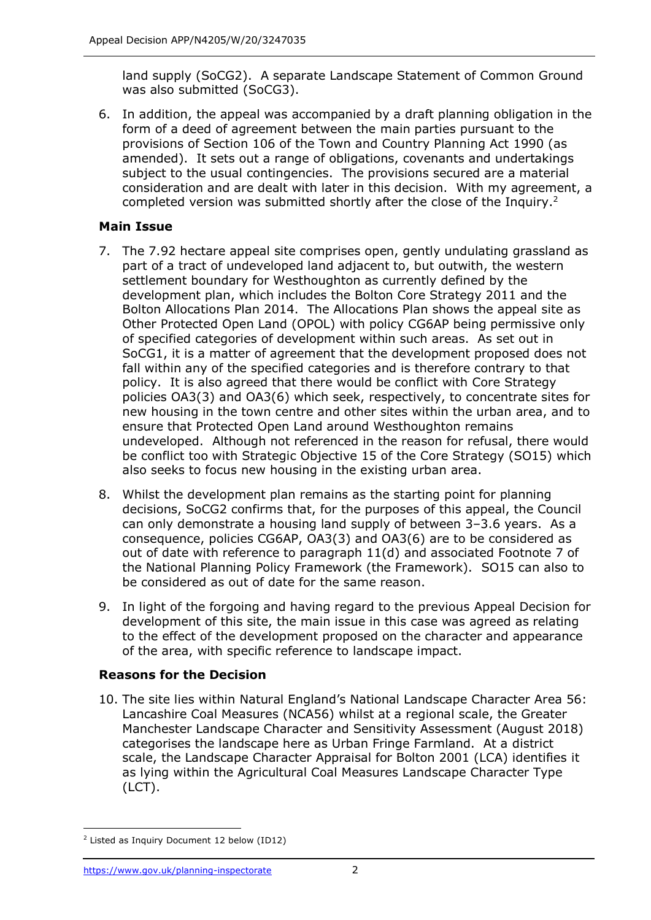land supply (SoCG2). A separate Landscape Statement of Common Ground was also submitted (SoCG3).

6. In addition, the appeal was accompanied by a draft planning obligation in the form of a deed of agreement between the main parties pursuant to the provisions of Section 106 of the Town and Country Planning Act 1990 (as amended). It sets out a range of obligations, covenants and undertakings subject to the usual contingencies. The provisions secured are a material consideration and are dealt with later in this decision. With my agreement, a completed version was submitted shortly after the close of the Inquiry.[2]

### Main Issue

7. The 7.92 hectare appeal site comprises open, gently undulating grassland as part of a tract of undeveloped land adjacent to, but outwith, the western settlement boundary for Westhoughton as currently defined by the development plan, which includes the Bolton Core Strategy 2011 and the Bolton Allocations Plan 2014. The Allocations Plan shows the appeal site as Other Protected Open Land (OPOL) with policy CG6AP being permissive only of specified categories of development within such areas. As set out in SoCG1, it is a matter of agreement that the development proposed does not fall within any of the specified categories and is therefore contrary to that policy. It is also agreed that there would be conflict with Core Strategy policies OA3(3) and OA3(6) which seek, respectively, to concentrate sites for new housing in the town centre and other sites within the urban area, and to ensure that Protected Open Land around Westhoughton remains undeveloped. Although not referenced in the reason for refusal, there would be conflict too with Strategic Objective 15 of the Core Strategy (SO15) which also seeks to focus new housing in the existing urban area.

8. Whilst the development plan remains as the starting point for planning decisions, SoCG2 confirms that, for the purposes of this appeal, the Council can only demonstrate a housing land supply of between 3–3.6 years. As a consequence, policies CG6AP, OA3(3) and OA3(6) are to be considered as out of date with reference to paragraph 11(d) and associated Footnote 7 of the National Planning Policy Framework (the Framework). SO15 can also to be considered as out of date for the same reason.

9. In light of the forgoing and having regard to the previous Appeal Decision for development of this site, the main issue in this case was agreed as relating to the effect of the development proposed on the character and appearance of the area, with specific reference to landscape impact.

### Reasons for the Decision

10. The site lies within Natural England's National Landscape Character Area 56: Lancashire Coal Measures (NCA56) whilst at a regional scale, the Greater Manchester Landscape Character and Sensitivity Assessment (August 2018) categorises the landscape here as Urban Fringe Farmland. At a district scale, the Landscape Character Appraisal for Bolton 2001 (LCA) identifies it as lying within the Agricultural Coal Measures Landscape Character Type (LCT).

[2] Listed as Inquiry Document 12 below (ID12)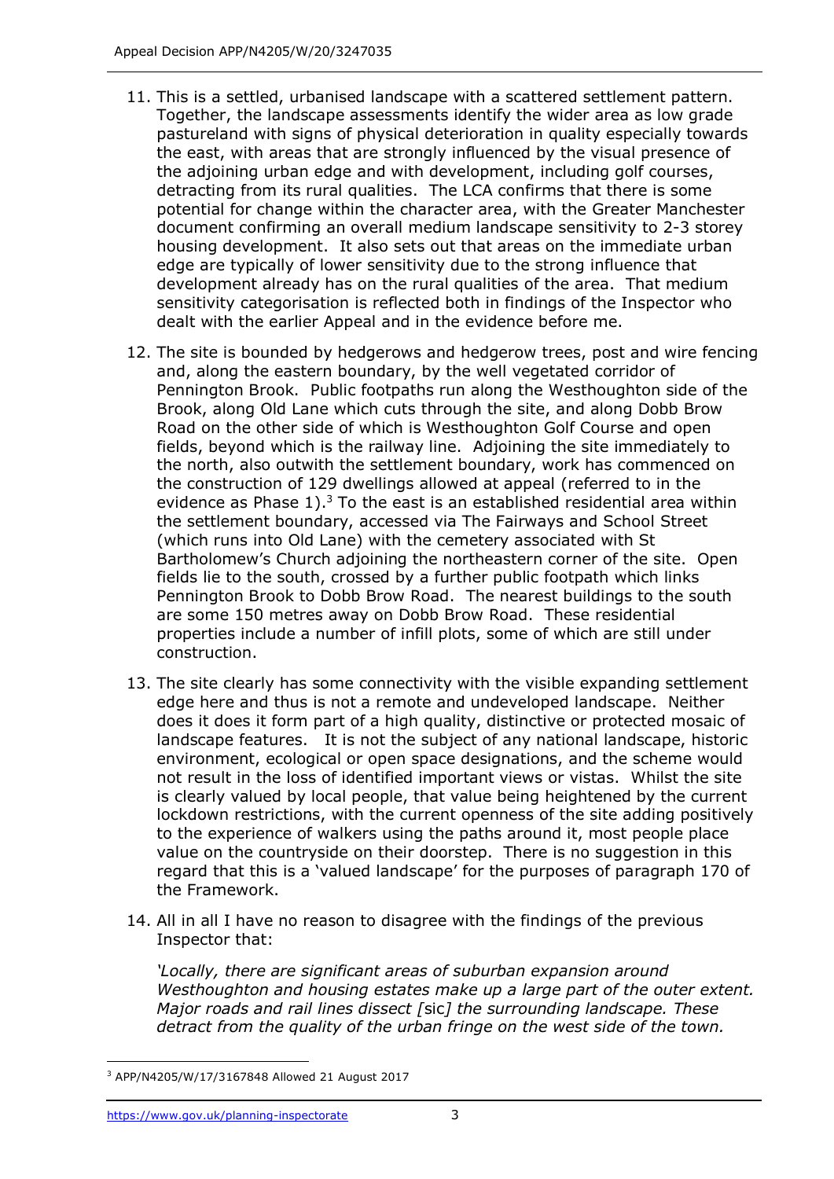11. This is a settled, urbanised landscape with a scattered settlement pattern. Together, the landscape assessments identify the wider area as low grade pastureland with signs of physical deterioration in quality especially towards the east, with areas that are strongly influenced by the visual presence of the adjoining urban edge and with development, including golf courses, detracting from its rural qualities. The LCA confirms that there is some potential for change within the character area, with the Greater Manchester document confirming an overall medium landscape sensitivity to 2-3 storey housing development. It also sets out that areas on the immediate urban edge are typically of lower sensitivity due to the strong influence that development already has on the rural qualities of the area. That medium sensitivity categorisation is reflected both in findings of the Inspector who dealt with the earlier Appeal and in the evidence before me.

12. The site is bounded by hedgerows and hedgerow trees, post and wire fencing and, along the eastern boundary, by the well vegetated corridor of Pennington Brook. Public footpaths run along the Westhoughton side of the Brook, along Old Lane which cuts through the site, and along Dobb Brow Road on the other side of which is Westhoughton Golf Course and open fields, beyond which is the railway line. Adjoining the site immediately to the north, also outwith the settlement boundary, work has commenced on the construction of 129 dwellings allowed at appeal (referred to in the evidence as Phase 1).[3] To the east is an established residential area within the settlement boundary, accessed via The Fairways and School Street (which runs into Old Lane) with the cemetery associated with St Bartholomew's Church adjoining the northeastern corner of the site. Open fields lie to the south, crossed by a further public footpath which links Pennington Brook to Dobb Brow Road. The nearest buildings to the south are some 150 metres away on Dobb Brow Road. These residential properties include a number of infill plots, some of which are still under construction.

13. The site clearly has some connectivity with the visible expanding settlement edge here and thus is not a remote and undeveloped landscape. Neither does it does it form part of a high quality, distinctive or protected mosaic of landscape features. It is not the subject of any national landscape, historic environment, ecological or open space designations, and the scheme would not result in the loss of identified important views or vistas. Whilst the site is clearly valued by local people, that value being heightened by the current lockdown restrictions, with the current openness of the site adding positively to the experience of walkers using the paths around it, most people place value on the countryside on their doorstep. There is no suggestion in this regard that this is a 'valued landscape' for the purposes of paragraph 170 of the Framework.

14. All in all I have no reason to disagree with the findings of the previous Inspector that:

*'Locally, there are significant areas of suburban expansion around Westhoughton and housing estates make up a large part of the outer extent. Major roads and rail lines dissect [*sic*] the surrounding landscape. These detract from the quality of the urban fringe on the west side of the town.*

---

[3] APP/N4205/W/17/3167848 Allowed 21 August 2017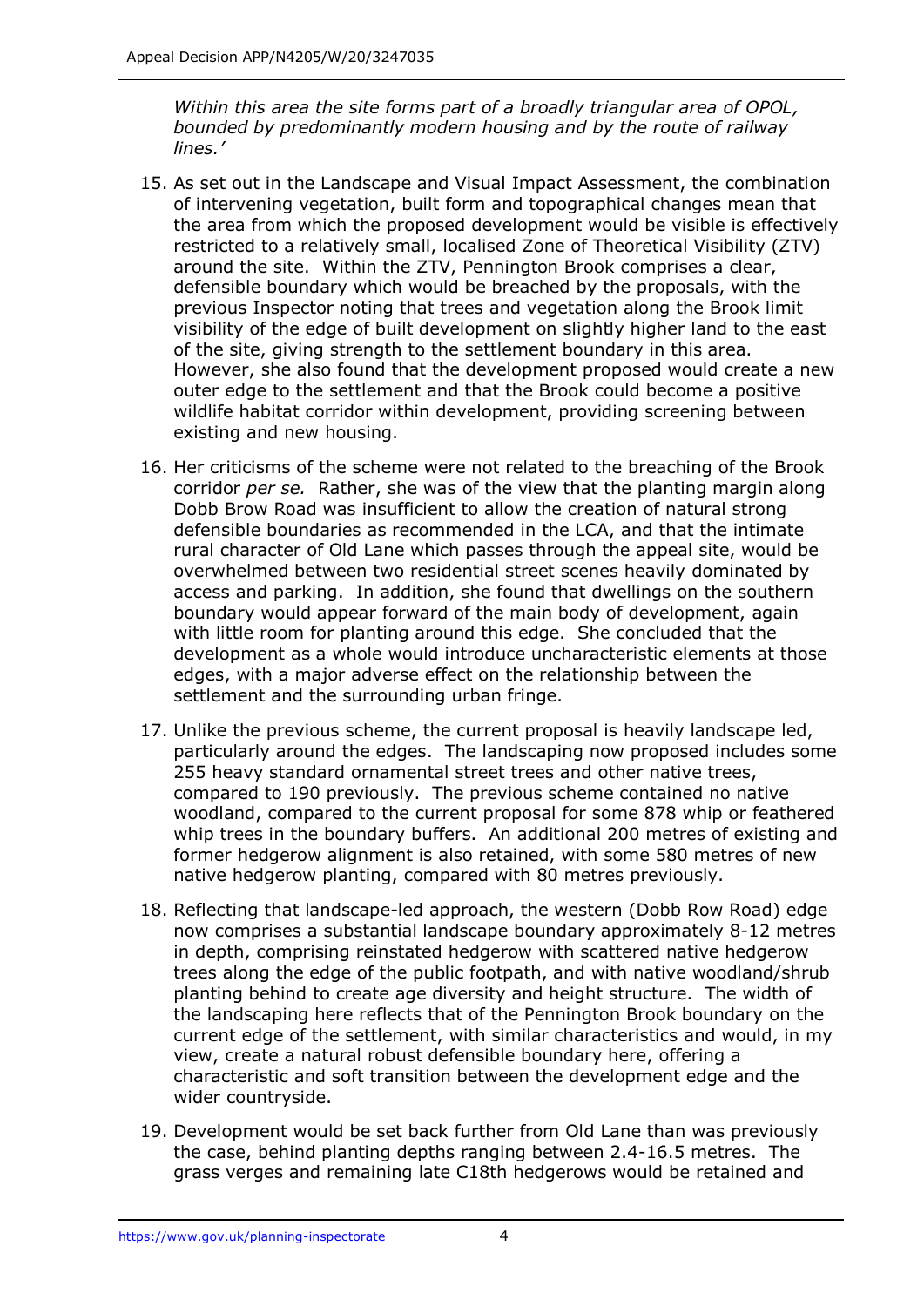*Within this area the site forms part of a broadly triangular area of OPOL, bounded by predominantly modern housing and by the route of railway lines.'*

15. As set out in the Landscape and Visual Impact Assessment, the combination of intervening vegetation, built form and topographical changes mean that the area from which the proposed development would be visible is effectively restricted to a relatively small, localised Zone of Theoretical Visibility (ZTV) around the site. Within the ZTV, Pennington Brook comprises a clear, defensible boundary which would be breached by the proposals, with the previous Inspector noting that trees and vegetation along the Brook limit visibility of the edge of built development on slightly higher land to the east of the site, giving strength to the settlement boundary in this area. However, she also found that the development proposed would create a new outer edge to the settlement and that the Brook could become a positive wildlife habitat corridor within development, providing screening between existing and new housing.

16. Her criticisms of the scheme were not related to the breaching of the Brook corridor *per se.* Rather, she was of the view that the planting margin along Dobb Brow Road was insufficient to allow the creation of natural strong defensible boundaries as recommended in the LCA, and that the intimate rural character of Old Lane which passes through the appeal site, would be overwhelmed between two residential street scenes heavily dominated by access and parking. In addition, she found that dwellings on the southern boundary would appear forward of the main body of development, again with little room for planting around this edge. She concluded that the development as a whole would introduce uncharacteristic elements at those edges, with a major adverse effect on the relationship between the settlement and the surrounding urban fringe.

17. Unlike the previous scheme, the current proposal is heavily landscape led, particularly around the edges. The landscaping now proposed includes some 255 heavy standard ornamental street trees and other native trees, compared to 190 previously. The previous scheme contained no native woodland, compared to the current proposal for some 878 whip or feathered whip trees in the boundary buffers. An additional 200 metres of existing and former hedgerow alignment is also retained, with some 580 metres of new native hedgerow planting, compared with 80 metres previously.

18. Reflecting that landscape-led approach, the western (Dobb Row Road) edge now comprises a substantial landscape boundary approximately 8-12 metres in depth, comprising reinstated hedgerow with scattered native hedgerow trees along the edge of the public footpath, and with native woodland/shrub planting behind to create age diversity and height structure. The width of the landscaping here reflects that of the Pennington Brook boundary on the current edge of the settlement, with similar characteristics and would, in my view, create a natural robust defensible boundary here, offering a characteristic and soft transition between the development edge and the wider countryside.

19. Development would be set back further from Old Lane than was previously the case, behind planting depths ranging between 2.4-16.5 metres. The grass verges and remaining late C18th hedgerows would be retained and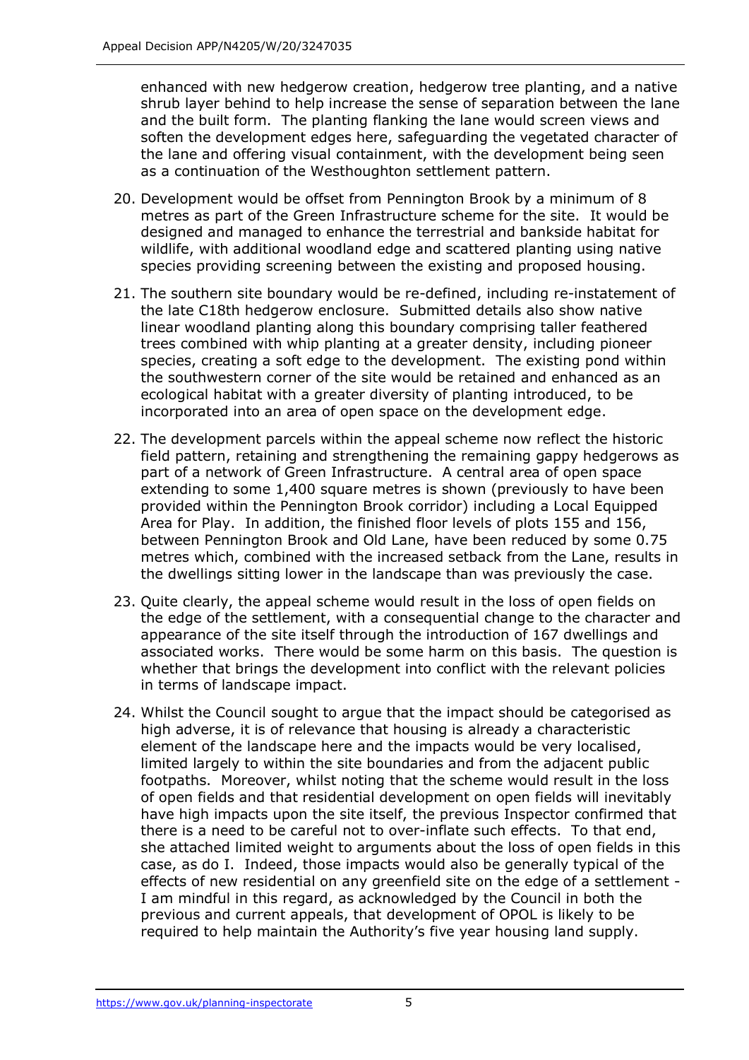enhanced with new hedgerow creation, hedgerow tree planting, and a native shrub layer behind to help increase the sense of separation between the lane and the built form. The planting flanking the lane would screen views and soften the development edges here, safeguarding the vegetated character of the lane and offering visual containment, with the development being seen as a continuation of the Westhoughton settlement pattern.

20. Development would be offset from Pennington Brook by a minimum of 8 metres as part of the Green Infrastructure scheme for the site. It would be designed and managed to enhance the terrestrial and bankside habitat for wildlife, with additional woodland edge and scattered planting using native species providing screening between the existing and proposed housing.

21. The southern site boundary would be re-defined, including re-instatement of the late C18th hedgerow enclosure. Submitted details also show native linear woodland planting along this boundary comprising taller feathered trees combined with whip planting at a greater density, including pioneer species, creating a soft edge to the development. The existing pond within the southwestern corner of the site would be retained and enhanced as an ecological habitat with a greater diversity of planting introduced, to be incorporated into an area of open space on the development edge.

22. The development parcels within the appeal scheme now reflect the historic field pattern, retaining and strengthening the remaining gappy hedgerows as part of a network of Green Infrastructure. A central area of open space extending to some 1,400 square metres is shown (previously to have been provided within the Pennington Brook corridor) including a Local Equipped Area for Play. In addition, the finished floor levels of plots 155 and 156, between Pennington Brook and Old Lane, have been reduced by some 0.75 metres which, combined with the increased setback from the Lane, results in the dwellings sitting lower in the landscape than was previously the case.

23. Quite clearly, the appeal scheme would result in the loss of open fields on the edge of the settlement, with a consequential change to the character and appearance of the site itself through the introduction of 167 dwellings and associated works. There would be some harm on this basis. The question is whether that brings the development into conflict with the relevant policies in terms of landscape impact.

24. Whilst the Council sought to argue that the impact should be categorised as high adverse, it is of relevance that housing is already a characteristic element of the landscape here and the impacts would be very localised, limited largely to within the site boundaries and from the adjacent public footpaths. Moreover, whilst noting that the scheme would result in the loss of open fields and that residential development on open fields will inevitably have high impacts upon the site itself, the previous Inspector confirmed that there is a need to be careful not to over-inflate such effects. To that end, she attached limited weight to arguments about the loss of open fields in this case, as do I. Indeed, those impacts would also be generally typical of the effects of new residential on any greenfield site on the edge of a settlement - I am mindful in this regard, as acknowledged by the Council in both the previous and current appeals, that development of OPOL is likely to be required to help maintain the Authority's five year housing land supply.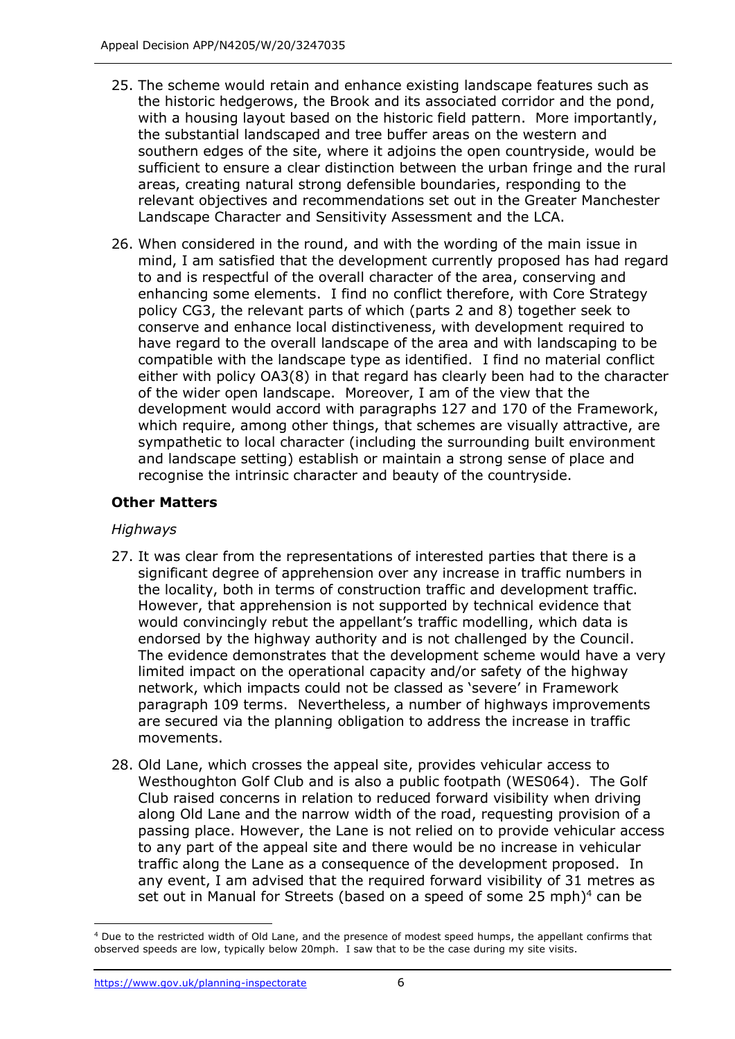25. The scheme would retain and enhance existing landscape features such as the historic hedgerows, the Brook and its associated corridor and the pond, with a housing layout based on the historic field pattern. More importantly, the substantial landscaped and tree buffer areas on the western and southern edges of the site, where it adjoins the open countryside, would be sufficient to ensure a clear distinction between the urban fringe and the rural areas, creating natural strong defensible boundaries, responding to the relevant objectives and recommendations set out in the Greater Manchester Landscape Character and Sensitivity Assessment and the LCA.

26. When considered in the round, and with the wording of the main issue in mind, I am satisfied that the development currently proposed has had regard to and is respectful of the overall character of the area, conserving and enhancing some elements. I find no conflict therefore, with Core Strategy policy CG3, the relevant parts of which (parts 2 and 8) together seek to conserve and enhance local distinctiveness, with development required to have regard to the overall landscape of the area and with landscaping to be compatible with the landscape type as identified. I find no material conflict either with policy OA3(8) in that regard has clearly been had to the character of the wider open landscape. Moreover, I am of the view that the development would accord with paragraphs 127 and 170 of the Framework, which require, among other things, that schemes are visually attractive, are sympathetic to local character (including the surrounding built environment and landscape setting) establish or maintain a strong sense of place and recognise the intrinsic character and beauty of the countryside.

## Other Matters

### *Highways*

27. It was clear from the representations of interested parties that there is a significant degree of apprehension over any increase in traffic numbers in the locality, both in terms of construction traffic and development traffic. However, that apprehension is not supported by technical evidence that would convincingly rebut the appellant's traffic modelling, which data is endorsed by the highway authority and is not challenged by the Council. The evidence demonstrates that the development scheme would have a very limited impact on the operational capacity and/or safety of the highway network, which impacts could not be classed as 'severe' in Framework paragraph 109 terms. Nevertheless, a number of highways improvements are secured via the planning obligation to address the increase in traffic movements.

28. Old Lane, which crosses the appeal site, provides vehicular access to Westhoughton Golf Club and is also a public footpath (WES064). The Golf Club raised concerns in relation to reduced forward visibility when driving along Old Lane and the narrow width of the road, requesting provision of a passing place. However, the Lane is not relied on to provide vehicular access to any part of the appeal site and there would be no increase in vehicular traffic along the Lane as a consequence of the development proposed. In any event, I am advised that the required forward visibility of 31 metres as set out in Manual for Streets (based on a speed of some 25 mph)[4] can be

[4] Due to the restricted width of Old Lane, and the presence of modest speed humps, the appellant confirms that observed speeds are low, typically below 20mph. I saw that to be the case during my site visits.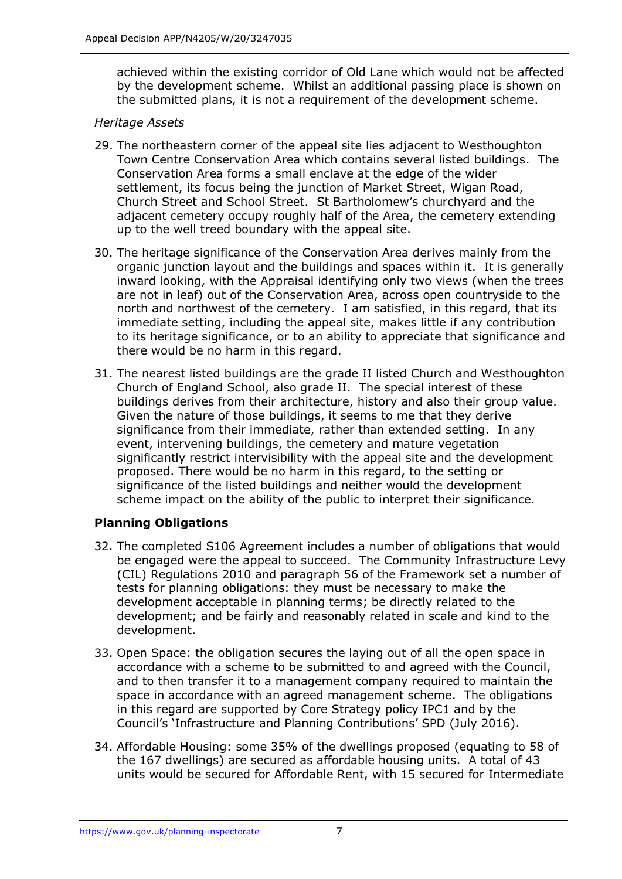achieved within the existing corridor of Old Lane which would not be affected by the development scheme. Whilst an additional passing place is shown on the submitted plans, it is not a requirement of the development scheme.

*Heritage Assets*

29. The northeastern corner of the appeal site lies adjacent to Westhoughton Town Centre Conservation Area which contains several listed buildings. The Conservation Area forms a small enclave at the edge of the wider settlement, its focus being the junction of Market Street, Wigan Road, Church Street and School Street. St Bartholomew's churchyard and the adjacent cemetery occupy roughly half of the Area, the cemetery extending up to the well treed boundary with the appeal site.

30. The heritage significance of the Conservation Area derives mainly from the organic junction layout and the buildings and spaces within it. It is generally inward looking, with the Appraisal identifying only two views (when the trees are not in leaf) out of the Conservation Area, across open countryside to the north and northwest of the cemetery. I am satisfied, in this regard, that its immediate setting, including the appeal site, makes little if any contribution to its heritage significance, or to an ability to appreciate that significance and there would be no harm in this regard.

31. The nearest listed buildings are the grade II listed Church and Westhoughton Church of England School, also grade II. The special interest of these buildings derives from their architecture, history and also their group value. Given the nature of those buildings, it seems to me that they derive significance from their immediate, rather than extended setting. In any event, intervening buildings, the cemetery and mature vegetation significantly restrict intervisibility with the appeal site and the development proposed. There would be no harm in this regard, to the setting or significance of the listed buildings and neither would the development scheme impact on the ability of the public to interpret their significance.

## Planning Obligations

32. The completed S106 Agreement includes a number of obligations that would be engaged were the appeal to succeed. The Community Infrastructure Levy (CIL) Regulations 2010 and paragraph 56 of the Framework set a number of tests for planning obligations: they must be necessary to make the development acceptable in planning terms; be directly related to the development; and be fairly and reasonably related in scale and kind to the development.

33. Open Space: the obligation secures the laying out of all the open space in accordance with a scheme to be submitted to and agreed with the Council, and to then transfer it to a management company required to maintain the space in accordance with an agreed management scheme. The obligations in this regard are supported by Core Strategy policy IPC1 and by the Council's 'Infrastructure and Planning Contributions' SPD (July 2016).

34. Affordable Housing: some 35% of the dwellings proposed (equating to 58 of the 167 dwellings) are secured as affordable housing units. A total of 43 units would be secured for Affordable Rent, with 15 secured for Intermediate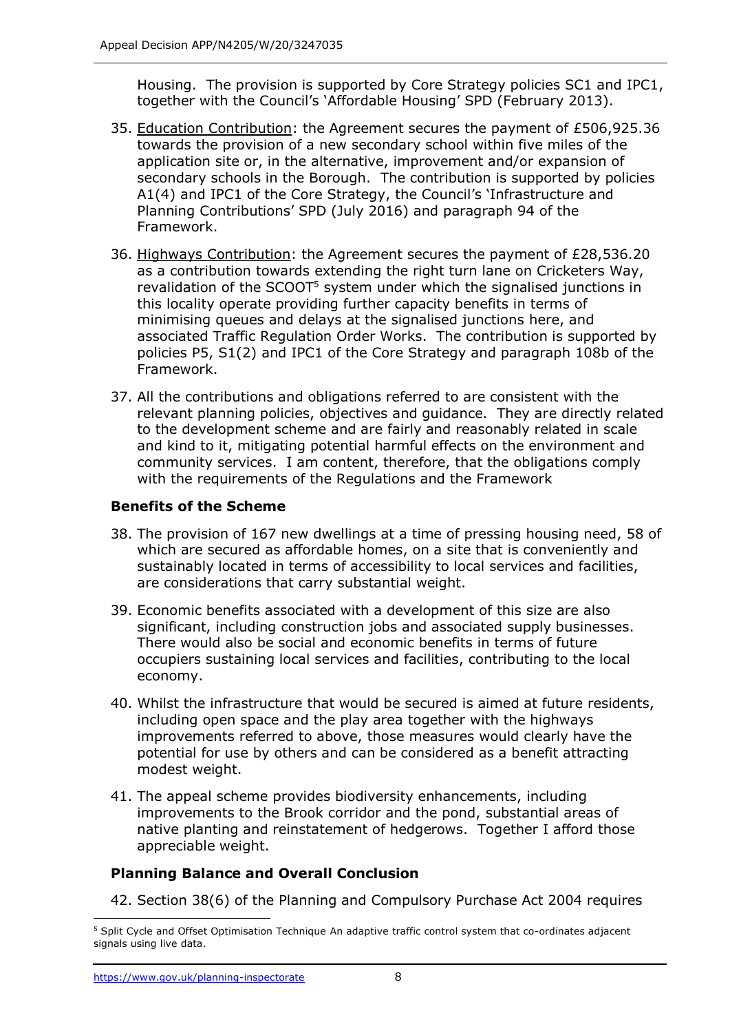Housing. The provision is supported by Core Strategy policies SC1 and IPC1, together with the Council's 'Affordable Housing' SPD (February 2013).

35. Education Contribution: the Agreement secures the payment of £506,925.36 towards the provision of a new secondary school within five miles of the application site or, in the alternative, improvement and/or expansion of secondary schools in the Borough. The contribution is supported by policies A1(4) and IPC1 of the Core Strategy, the Council's 'Infrastructure and Planning Contributions' SPD (July 2016) and paragraph 94 of the Framework.

36. Highways Contribution: the Agreement secures the payment of £28,536.20 as a contribution towards extending the right turn lane on Cricketers Way, revalidation of the SCOOT[5] system under which the signalised junctions in this locality operate providing further capacity benefits in terms of minimising queues and delays at the signalised junctions here, and associated Traffic Regulation Order Works. The contribution is supported by policies P5, S1(2) and IPC1 of the Core Strategy and paragraph 108b of the Framework.

37. All the contributions and obligations referred to are consistent with the relevant planning policies, objectives and guidance. They are directly related to the development scheme and are fairly and reasonably related in scale and kind to it, mitigating potential harmful effects on the environment and community services. I am content, therefore, that the obligations comply with the requirements of the Regulations and the Framework

### Benefits of the Scheme

38. The provision of 167 new dwellings at a time of pressing housing need, 58 of which are secured as affordable homes, on a site that is conveniently and sustainably located in terms of accessibility to local services and facilities, are considerations that carry substantial weight.

39. Economic benefits associated with a development of this size are also significant, including construction jobs and associated supply businesses. There would also be social and economic benefits in terms of future occupiers sustaining local services and facilities, contributing to the local economy.

40. Whilst the infrastructure that would be secured is aimed at future residents, including open space and the play area together with the highways improvements referred to above, those measures would clearly have the potential for use by others and can be considered as a benefit attracting modest weight.

41. The appeal scheme provides biodiversity enhancements, including improvements to the Brook corridor and the pond, substantial areas of native planting and reinstatement of hedgerows. Together I afford those appreciable weight.

### Planning Balance and Overall Conclusion

42. Section 38(6) of the Planning and Compulsory Purchase Act 2004 requires

---

[5] Split Cycle and Offset Optimisation Technique An adaptive traffic control system that co-ordinates adjacent signals using live data.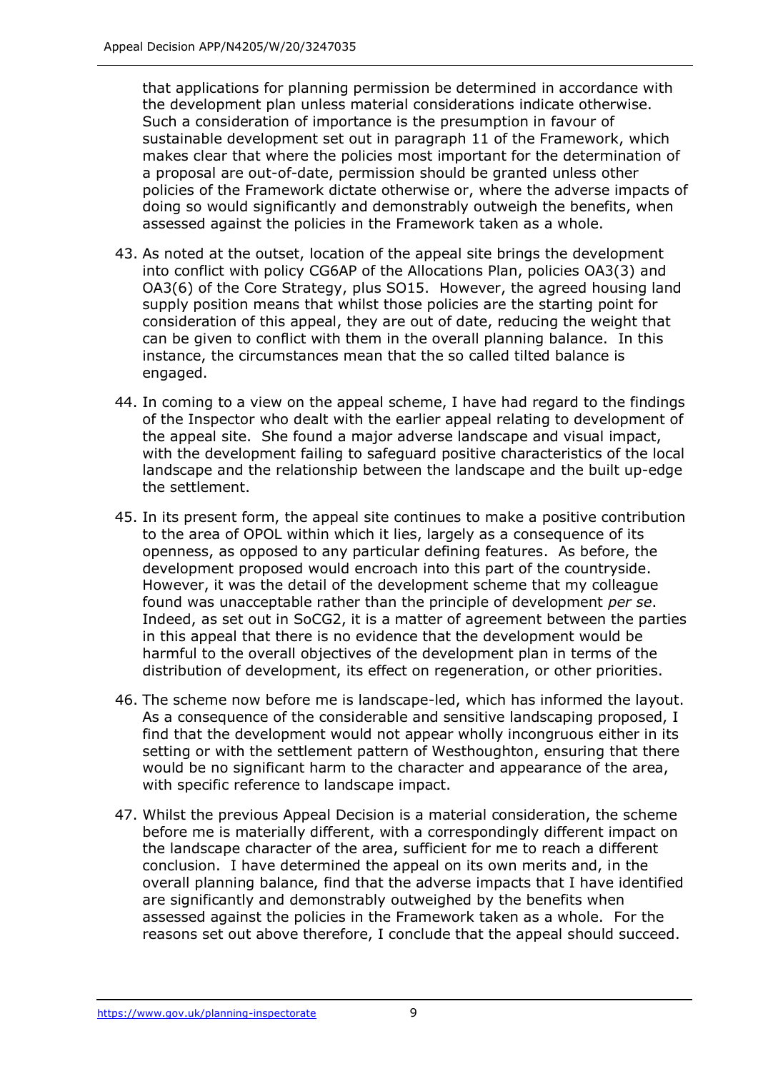that applications for planning permission be determined in accordance with the development plan unless material considerations indicate otherwise. Such a consideration of importance is the presumption in favour of sustainable development set out in paragraph 11 of the Framework, which makes clear that where the policies most important for the determination of a proposal are out-of-date, permission should be granted unless other policies of the Framework dictate otherwise or, where the adverse impacts of doing so would significantly and demonstrably outweigh the benefits, when assessed against the policies in the Framework taken as a whole.

43. As noted at the outset, location of the appeal site brings the development into conflict with policy CG6AP of the Allocations Plan, policies OA3(3) and OA3(6) of the Core Strategy, plus SO15. However, the agreed housing land supply position means that whilst those policies are the starting point for consideration of this appeal, they are out of date, reducing the weight that can be given to conflict with them in the overall planning balance. In this instance, the circumstances mean that the so called tilted balance is engaged.

44. In coming to a view on the appeal scheme, I have had regard to the findings of the Inspector who dealt with the earlier appeal relating to development of the appeal site. She found a major adverse landscape and visual impact, with the development failing to safeguard positive characteristics of the local landscape and the relationship between the landscape and the built up-edge the settlement.

45. In its present form, the appeal site continues to make a positive contribution to the area of OPOL within which it lies, largely as a consequence of its openness, as opposed to any particular defining features. As before, the development proposed would encroach into this part of the countryside. However, it was the detail of the development scheme that my colleague found was unacceptable rather than the principle of development *per se*. Indeed, as set out in SoCG2, it is a matter of agreement between the parties in this appeal that there is no evidence that the development would be harmful to the overall objectives of the development plan in terms of the distribution of development, its effect on regeneration, or other priorities.

46. The scheme now before me is landscape-led, which has informed the layout. As a consequence of the considerable and sensitive landscaping proposed, I find that the development would not appear wholly incongruous either in its setting or with the settlement pattern of Westhoughton, ensuring that there would be no significant harm to the character and appearance of the area, with specific reference to landscape impact.

47. Whilst the previous Appeal Decision is a material consideration, the scheme before me is materially different, with a correspondingly different impact on the landscape character of the area, sufficient for me to reach a different conclusion. I have determined the appeal on its own merits and, in the overall planning balance, find that the adverse impacts that I have identified are significantly and demonstrably outweighed by the benefits when assessed against the policies in the Framework taken as a whole. For the reasons set out above therefore, I conclude that the appeal should succeed.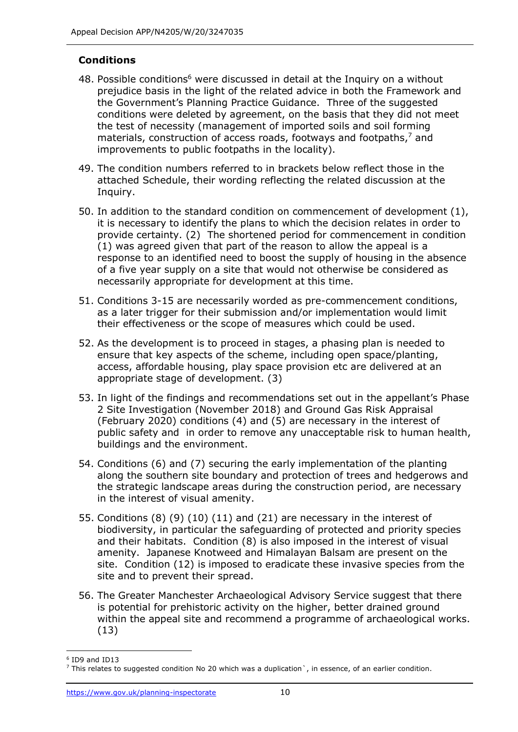## Conditions

48. Possible conditions[6] were discussed in detail at the Inquiry on a without prejudice basis in the light of the related advice in both the Framework and the Government's Planning Practice Guidance. Three of the suggested conditions were deleted by agreement, on the basis that they did not meet the test of necessity (management of imported soils and soil forming materials, construction of access roads, footways and footpaths,[7] and improvements to public footpaths in the locality).

49. The condition numbers referred to in brackets below reflect those in the attached Schedule, their wording reflecting the related discussion at the Inquiry.

50. In addition to the standard condition on commencement of development (1), it is necessary to identify the plans to which the decision relates in order to provide certainty. (2) The shortened period for commencement in condition (1) was agreed given that part of the reason to allow the appeal is a response to an identified need to boost the supply of housing in the absence of a five year supply on a site that would not otherwise be considered as necessarily appropriate for development at this time.

51. Conditions 3-15 are necessarily worded as pre-commencement conditions, as a later trigger for their submission and/or implementation would limit their effectiveness or the scope of measures which could be used.

52. As the development is to proceed in stages, a phasing plan is needed to ensure that key aspects of the scheme, including open space/planting, access, affordable housing, play space provision etc are delivered at an appropriate stage of development. (3)

53. In light of the findings and recommendations set out in the appellant's Phase 2 Site Investigation (November 2018) and Ground Gas Risk Appraisal (February 2020) conditions (4) and (5) are necessary in the interest of public safety and in order to remove any unacceptable risk to human health, buildings and the environment.

54. Conditions (6) and (7) securing the early implementation of the planting along the southern site boundary and protection of trees and hedgerows and the strategic landscape areas during the construction period, are necessary in the interest of visual amenity.

55. Conditions (8) (9) (10) (11) and (21) are necessary in the interest of biodiversity, in particular the safeguarding of protected and priority species and their habitats. Condition (8) is also imposed in the interest of visual amenity. Japanese Knotweed and Himalayan Balsam are present on the site. Condition (12) is imposed to eradicate these invasive species from the site and to prevent their spread.

56. The Greater Manchester Archaeological Advisory Service suggest that there is potential for prehistoric activity on the higher, better drained ground within the appeal site and recommend a programme of archaeological works. (13)

---

[6] ID9 and ID13

[7] This relates to suggested condition No 20 which was a duplication`, in essence, of an earlier condition.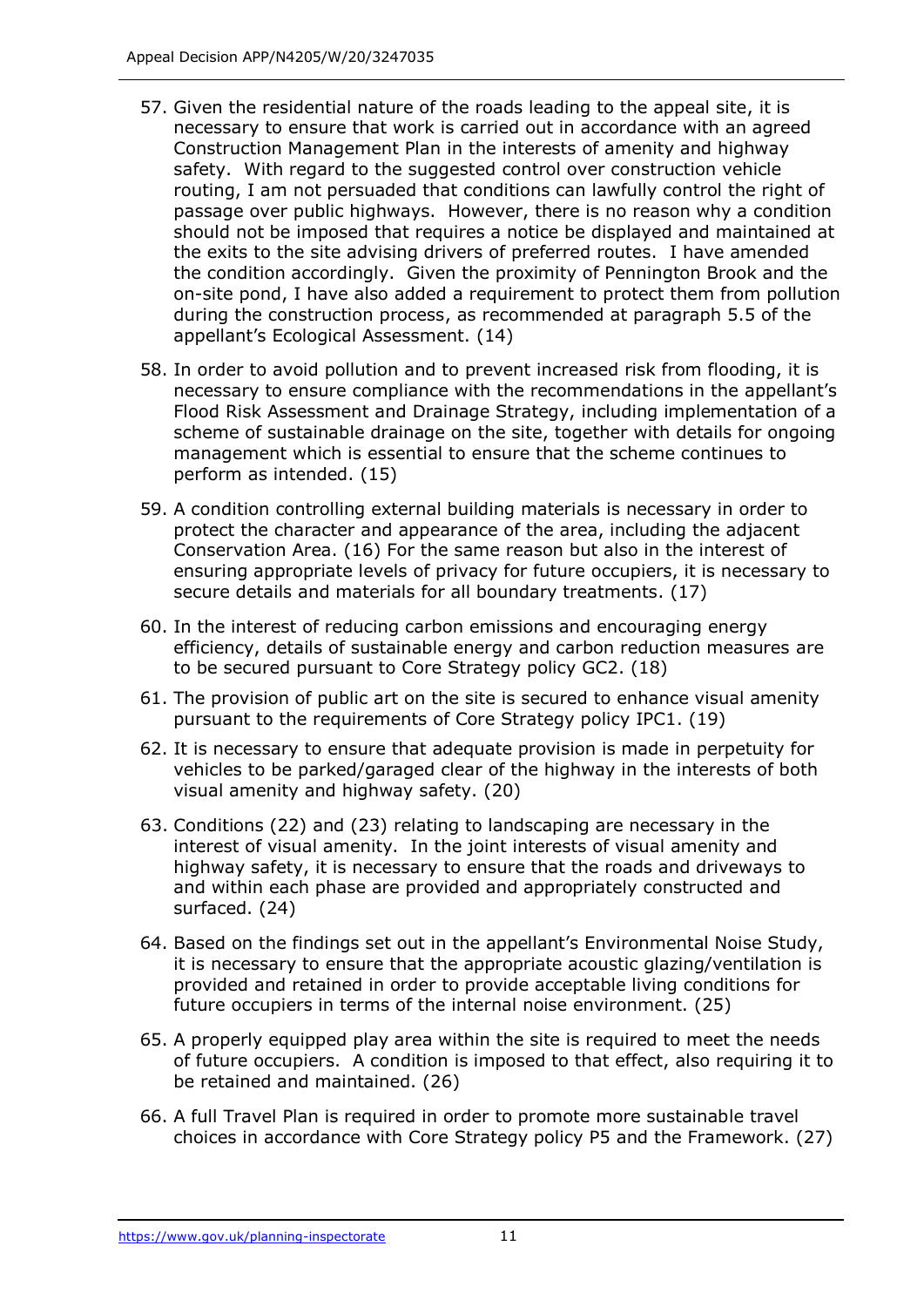57. Given the residential nature of the roads leading to the appeal site, it is necessary to ensure that work is carried out in accordance with an agreed Construction Management Plan in the interests of amenity and highway safety. With regard to the suggested control over construction vehicle routing, I am not persuaded that conditions can lawfully control the right of passage over public highways. However, there is no reason why a condition should not be imposed that requires a notice be displayed and maintained at the exits to the site advising drivers of preferred routes. I have amended the condition accordingly. Given the proximity of Pennington Brook and the on-site pond, I have also added a requirement to protect them from pollution during the construction process, as recommended at paragraph 5.5 of the appellant's Ecological Assessment. (14)

58. In order to avoid pollution and to prevent increased risk from flooding, it is necessary to ensure compliance with the recommendations in the appellant's Flood Risk Assessment and Drainage Strategy, including implementation of a scheme of sustainable drainage on the site, together with details for ongoing management which is essential to ensure that the scheme continues to perform as intended. (15)

59. A condition controlling external building materials is necessary in order to protect the character and appearance of the area, including the adjacent Conservation Area. (16) For the same reason but also in the interest of ensuring appropriate levels of privacy for future occupiers, it is necessary to secure details and materials for all boundary treatments. (17)

60. In the interest of reducing carbon emissions and encouraging energy efficiency, details of sustainable energy and carbon reduction measures are to be secured pursuant to Core Strategy policy GC2. (18)

61. The provision of public art on the site is secured to enhance visual amenity pursuant to the requirements of Core Strategy policy IPC1. (19)

62. It is necessary to ensure that adequate provision is made in perpetuity for vehicles to be parked/garaged clear of the highway in the interests of both visual amenity and highway safety. (20)

63. Conditions (22) and (23) relating to landscaping are necessary in the interest of visual amenity. In the joint interests of visual amenity and highway safety, it is necessary to ensure that the roads and driveways to and within each phase are provided and appropriately constructed and surfaced. (24)

64. Based on the findings set out in the appellant's Environmental Noise Study, it is necessary to ensure that the appropriate acoustic glazing/ventilation is provided and retained in order to provide acceptable living conditions for future occupiers in terms of the internal noise environment. (25)

65. A properly equipped play area within the site is required to meet the needs of future occupiers. A condition is imposed to that effect, also requiring it to be retained and maintained. (26)

66. A full Travel Plan is required in order to promote more sustainable travel choices in accordance with Core Strategy policy P5 and the Framework. (27)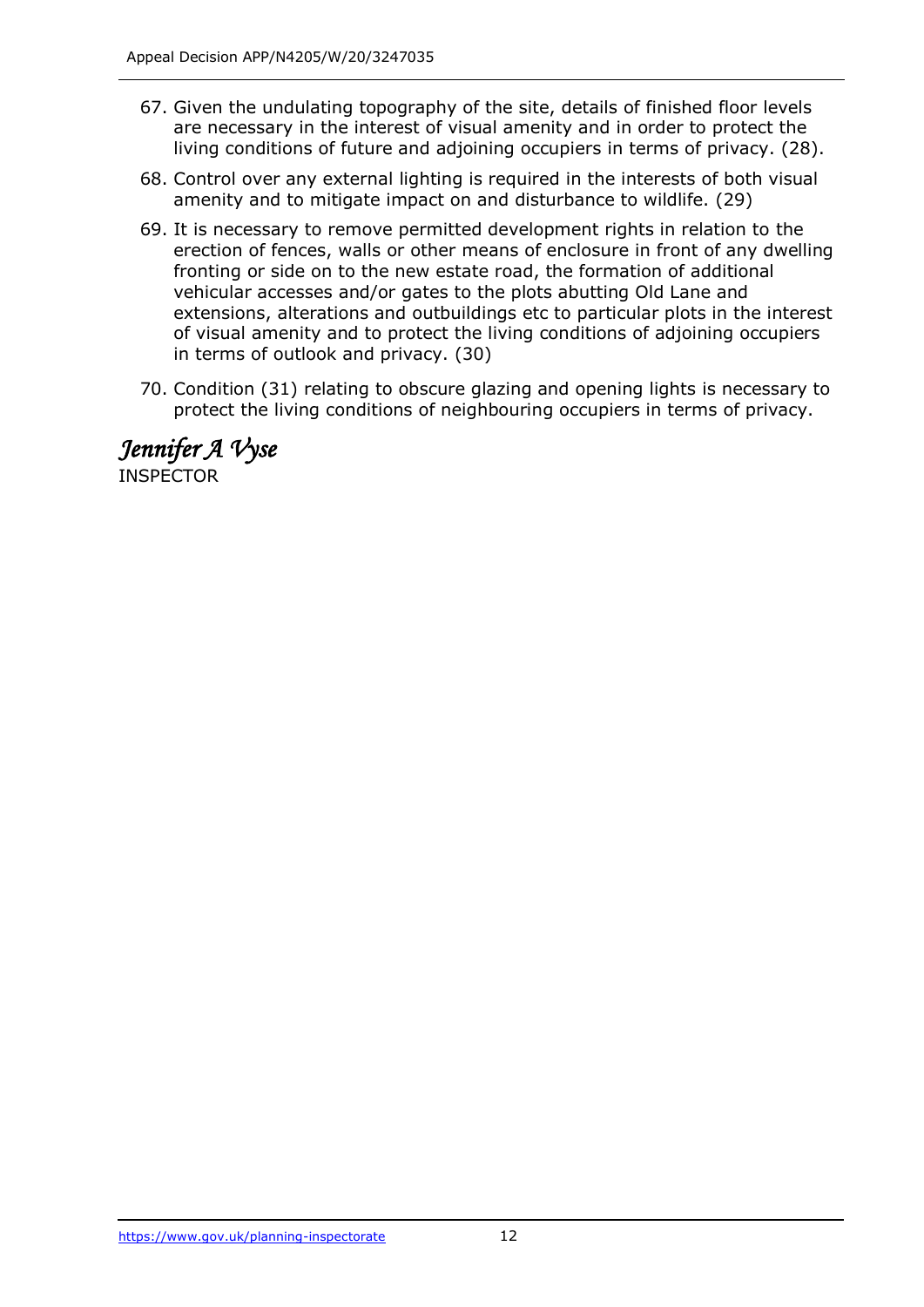67. Given the undulating topography of the site, details of finished floor levels are necessary in the interest of visual amenity and in order to protect the living conditions of future and adjoining occupiers in terms of privacy. (28).

68. Control over any external lighting is required in the interests of both visual amenity and to mitigate impact on and disturbance to wildlife. (29)

69. It is necessary to remove permitted development rights in relation to the erection of fences, walls or other means of enclosure in front of any dwelling fronting or side on to the new estate road, the formation of additional vehicular accesses and/or gates to the plots abutting Old Lane and extensions, alterations and outbuildings etc to particular plots in the interest of visual amenity and to protect the living conditions of adjoining occupiers in terms of outlook and privacy. (30)

70. Condition (31) relating to obscure glazing and opening lights is necessary to protect the living conditions of neighbouring occupiers in terms of privacy.

*Jennifer A Vyse*

INSPECTOR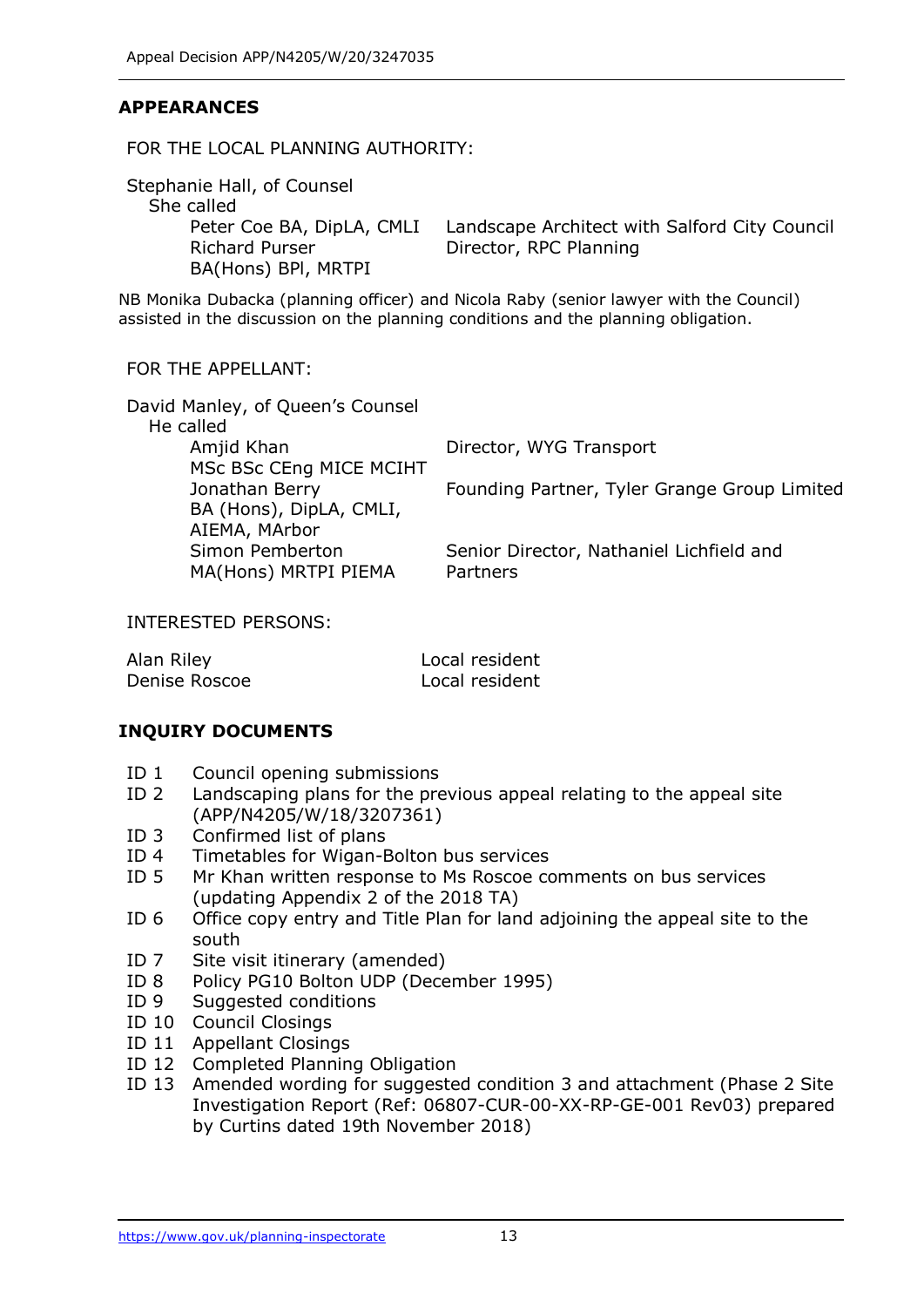## APPEARANCES

FOR THE LOCAL PLANNING AUTHORITY:

Stephanie Hall, of Counsel
She called

| | |
|---|---|
| Peter Coe BA, DipLA, CMLI | Landscape Architect with Salford City Council |
| Richard Purser BA(Hons) BPl, MRTPI | Director, RPC Planning |

NB Monika Dubacka (planning officer) and Nicola Raby (senior lawyer with the Council) assisted in the discussion on the planning conditions and the planning obligation.

FOR THE APPELLANT:

David Manley, of Queen's Counsel
He called

| | |
|---|---|
| Amjid Khan MSc BSc CEng MICE MCIHT | Director, WYG Transport |
| Jonathan Berry BA (Hons), DipLA, CMLI, AIEMA, MArbor | Founding Partner, Tyler Grange Group Limited |
| Simon Pemberton MA(Hons) MRTPI PIEMA | Senior Director, Nathaniel Lichfield and Partners |

INTERESTED PERSONS:

| | |
|---|---|
| Alan Riley | Local resident |
| Denise Roscoe | Local resident |

## INQUIRY DOCUMENTS

- ID 1 Council opening submissions
- ID 2 Landscaping plans for the previous appeal relating to the appeal site (APP/N4205/W/18/3207361)
- ID 3 Confirmed list of plans
- ID 4 Timetables for Wigan-Bolton bus services
- ID 5 Mr Khan written response to Ms Roscoe comments on bus services (updating Appendix 2 of the 2018 TA)
- ID 6 Office copy entry and Title Plan for land adjoining the appeal site to the south
- ID 7 Site visit itinerary (amended)
- ID 8 Policy PG10 Bolton UDP (December 1995)
- ID 9 Suggested conditions
- ID 10 Council Closings
- ID 11 Appellant Closings
- ID 12 Completed Planning Obligation
- ID 13 Amended wording for suggested condition 3 and attachment (Phase 2 Site Investigation Report (Ref: 06807-CUR-00-XX-RP-GE-001 Rev03) prepared by Curtins dated 19th November 2018)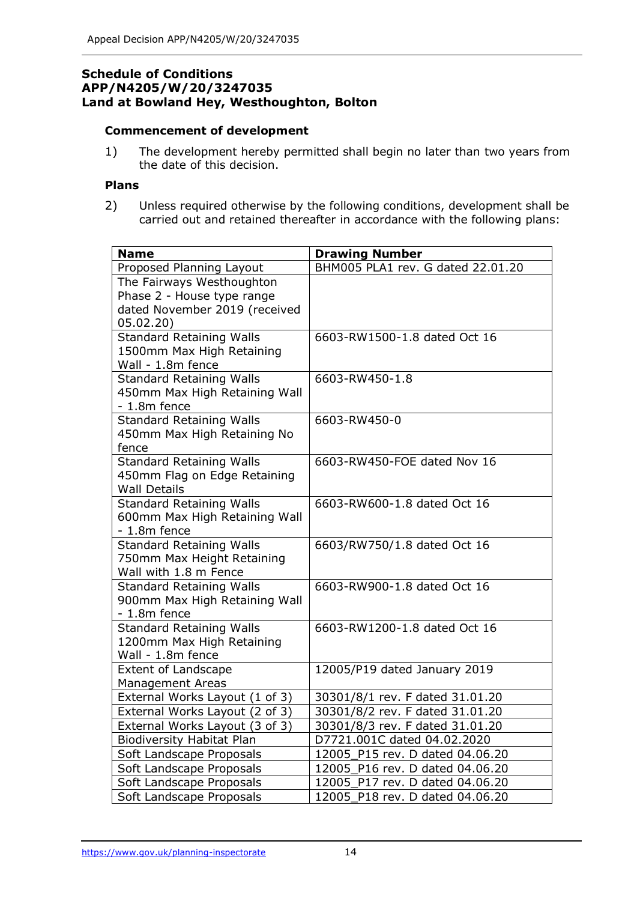**Schedule of Conditions**
**APP/N4205/W/20/3247035**
**Land at Bowland Hey, Westhoughton, Bolton**

**Commencement of development**

1) The development hereby permitted shall begin no later than two years from the date of this decision.

**Plans**

2) Unless required otherwise by the following conditions, development shall be carried out and retained thereafter in accordance with the following plans:

| Name | Drawing Number |
|---|---|
| Proposed Planning Layout | BHM005 PLA1 rev. G dated 22.01.20 |
| The Fairways Westhoughton Phase 2 - House type range dated November 2019 (received 05.02.20) | |
| Standard Retaining Walls 1500mm Max High Retaining Wall - 1.8m fence | 6603-RW1500-1.8 dated Oct 16 |
| Standard Retaining Walls 450mm Max High Retaining Wall - 1.8m fence | 6603-RW450-1.8 |
| Standard Retaining Walls 450mm Max High Retaining No fence | 6603-RW450-0 |
| Standard Retaining Walls 450mm Flag on Edge Retaining Wall Details | 6603-RW450-FOE dated Nov 16 |
| Standard Retaining Walls 600mm Max High Retaining Wall - 1.8m fence | 6603-RW600-1.8 dated Oct 16 |
| Standard Retaining Walls 750mm Max Height Retaining Wall with 1.8 m Fence | 6603/RW750/1.8 dated Oct 16 |
| Standard Retaining Walls 900mm Max High Retaining Wall - 1.8m fence | 6603-RW900-1.8 dated Oct 16 |
| Standard Retaining Walls 1200mm Max High Retaining Wall - 1.8m fence | 6603-RW1200-1.8 dated Oct 16 |
| Extent of Landscape Management Areas | 12005/P19 dated January 2019 |
| External Works Layout (1 of 3) | 30301/8/1 rev. F dated 31.01.20 |
| External Works Layout (2 of 3) | 30301/8/2 rev. F dated 31.01.20 |
| External Works Layout (3 of 3) | 30301/8/3 rev. F dated 31.01.20 |
| Biodiversity Habitat Plan | D7721.001C dated 04.02.2020 |
| Soft Landscape Proposals | 12005_P15 rev. D dated 04.06.20 |
| Soft Landscape Proposals | 12005_P16 rev. D dated 04.06.20 |
| Soft Landscape Proposals | 12005_P17 rev. D dated 04.06.20 |
| Soft Landscape Proposals | 12005_P18 rev. D dated 04.06.20 |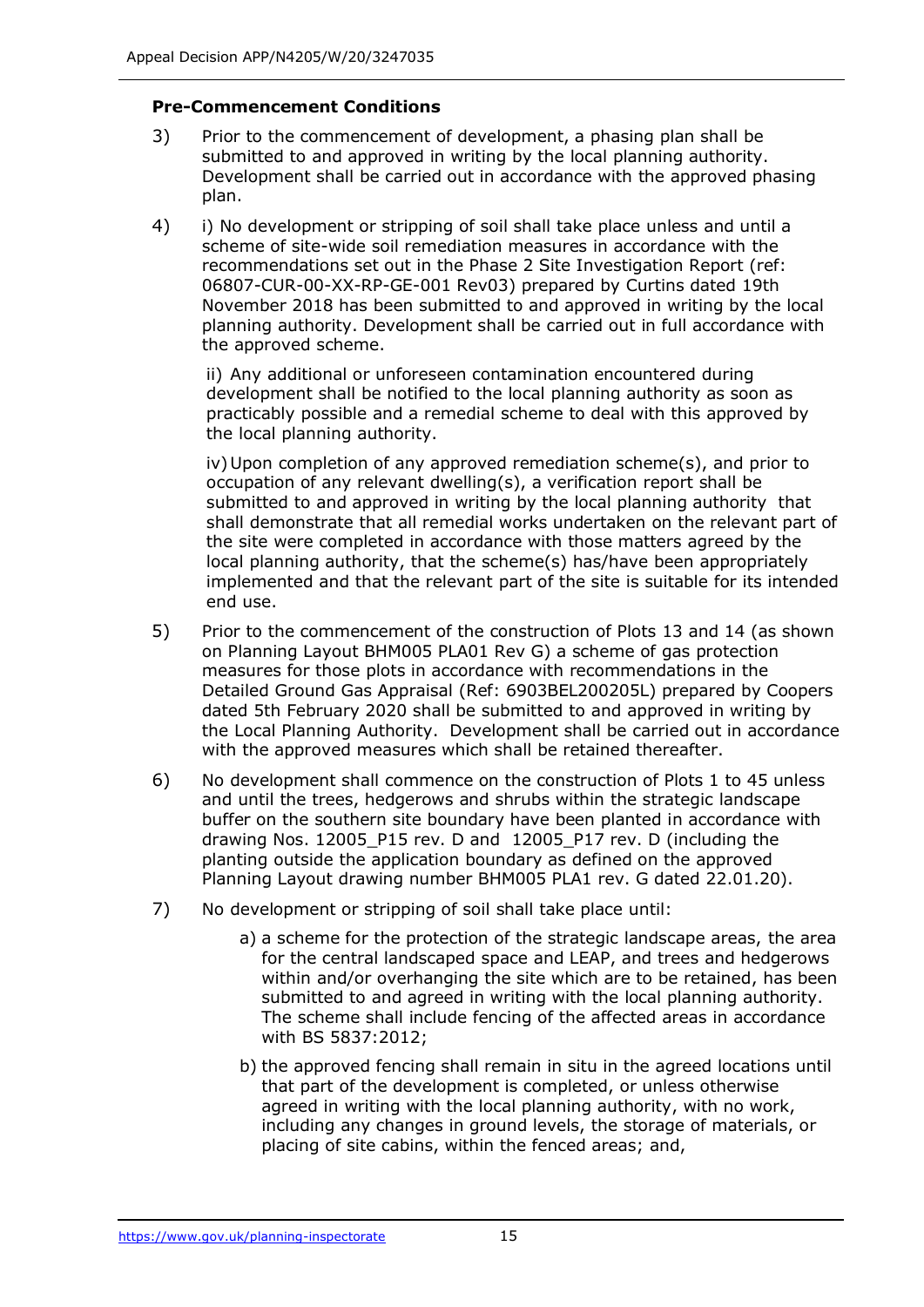**Pre-Commencement Conditions**

3) Prior to the commencement of development, a phasing plan shall be submitted to and approved in writing by the local planning authority. Development shall be carried out in accordance with the approved phasing plan.

4) i) No development or stripping of soil shall take place unless and until a scheme of site-wide soil remediation measures in accordance with the recommendations set out in the Phase 2 Site Investigation Report (ref: 06807-CUR-00-XX-RP-GE-001 Rev03) prepared by Curtins dated 19th November 2018 has been submitted to and approved in writing by the local planning authority. Development shall be carried out in full accordance with the approved scheme.

   ii) Any additional or unforeseen contamination encountered during development shall be notified to the local planning authority as soon as practicably possible and a remedial scheme to deal with this approved by the local planning authority.

   iv) Upon completion of any approved remediation scheme(s), and prior to occupation of any relevant dwelling(s), a verification report shall be submitted to and approved in writing by the local planning authority that shall demonstrate that all remedial works undertaken on the relevant part of the site were completed in accordance with those matters agreed by the local planning authority, that the scheme(s) has/have been appropriately implemented and that the relevant part of the site is suitable for its intended end use.

5) Prior to the commencement of the construction of Plots 13 and 14 (as shown on Planning Layout BHM005 PLA01 Rev G) a scheme of gas protection measures for those plots in accordance with recommendations in the Detailed Ground Gas Appraisal (Ref: 6903BEL200205L) prepared by Coopers dated 5th February 2020 shall be submitted to and approved in writing by the Local Planning Authority. Development shall be carried out in accordance with the approved measures which shall be retained thereafter.

6) No development shall commence on the construction of Plots 1 to 45 unless and until the trees, hedgerows and shrubs within the strategic landscape buffer on the southern site boundary have been planted in accordance with drawing Nos. 12005_P15 rev. D and 12005_P17 rev. D (including the planting outside the application boundary as defined on the approved Planning Layout drawing number BHM005 PLA1 rev. G dated 22.01.20).

7) No development or stripping of soil shall take place until:

   a) a scheme for the protection of the strategic landscape areas, the area for the central landscaped space and LEAP, and trees and hedgerows within and/or overhanging the site which are to be retained, has been submitted to and agreed in writing with the local planning authority. The scheme shall include fencing of the affected areas in accordance with BS 5837:2012;

   b) the approved fencing shall remain in situ in the agreed locations until that part of the development is completed, or unless otherwise agreed in writing with the local planning authority, with no work, including any changes in ground levels, the storage of materials, or placing of site cabins, within the fenced areas; and,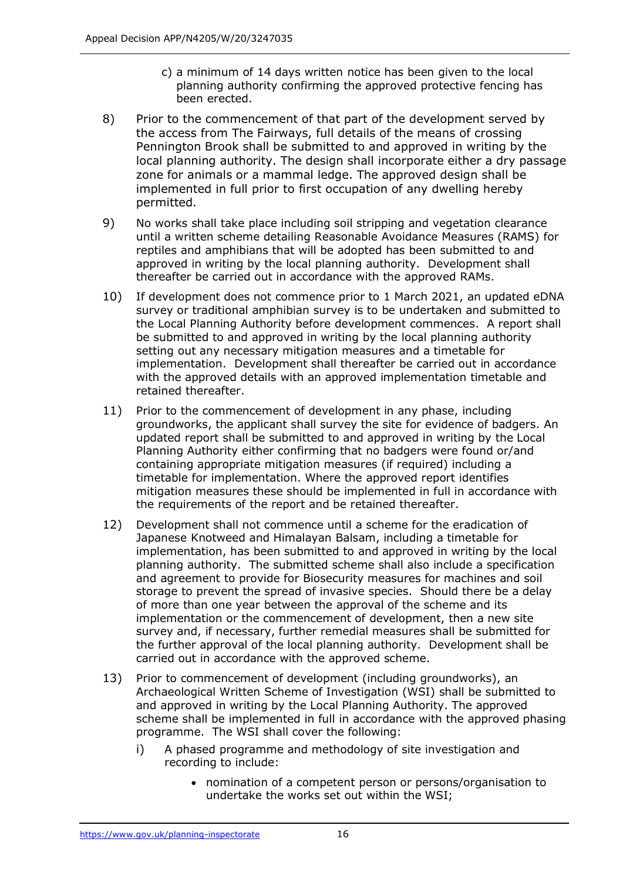c) a minimum of 14 days written notice has been given to the local planning authority confirming the approved protective fencing has been erected.

8) Prior to the commencement of that part of the development served by the access from The Fairways, full details of the means of crossing Pennington Brook shall be submitted to and approved in writing by the local planning authority. The design shall incorporate either a dry passage zone for animals or a mammal ledge. The approved design shall be implemented in full prior to first occupation of any dwelling hereby permitted.

9) No works shall take place including soil stripping and vegetation clearance until a written scheme detailing Reasonable Avoidance Measures (RAMS) for reptiles and amphibians that will be adopted has been submitted to and approved in writing by the local planning authority. Development shall thereafter be carried out in accordance with the approved RAMs.

10) If development does not commence prior to 1 March 2021, an updated eDNA survey or traditional amphibian survey is to be undertaken and submitted to the Local Planning Authority before development commences. A report shall be submitted to and approved in writing by the local planning authority setting out any necessary mitigation measures and a timetable for implementation. Development shall thereafter be carried out in accordance with the approved details with an approved implementation timetable and retained thereafter.

11) Prior to the commencement of development in any phase, including groundworks, the applicant shall survey the site for evidence of badgers. An updated report shall be submitted to and approved in writing by the Local Planning Authority either confirming that no badgers were found or/and containing appropriate mitigation measures (if required) including a timetable for implementation. Where the approved report identifies mitigation measures these should be implemented in full in accordance with the requirements of the report and be retained thereafter.

12) Development shall not commence until a scheme for the eradication of Japanese Knotweed and Himalayan Balsam, including a timetable for implementation, has been submitted to and approved in writing by the local planning authority. The submitted scheme shall also include a specification and agreement to provide for Biosecurity measures for machines and soil storage to prevent the spread of invasive species. Should there be a delay of more than one year between the approval of the scheme and its implementation or the commencement of development, then a new site survey and, if necessary, further remedial measures shall be submitted for the further approval of the local planning authority. Development shall be carried out in accordance with the approved scheme.

13) Prior to commencement of development (including groundworks), an Archaeological Written Scheme of Investigation (WSI) shall be submitted to and approved in writing by the Local Planning Authority. The approved scheme shall be implemented in full in accordance with the approved phasing programme. The WSI shall cover the following:

   i) A phased programme and methodology of site investigation and recording to include:

      - nomination of a competent person or persons/organisation to undertake the works set out within the WSI;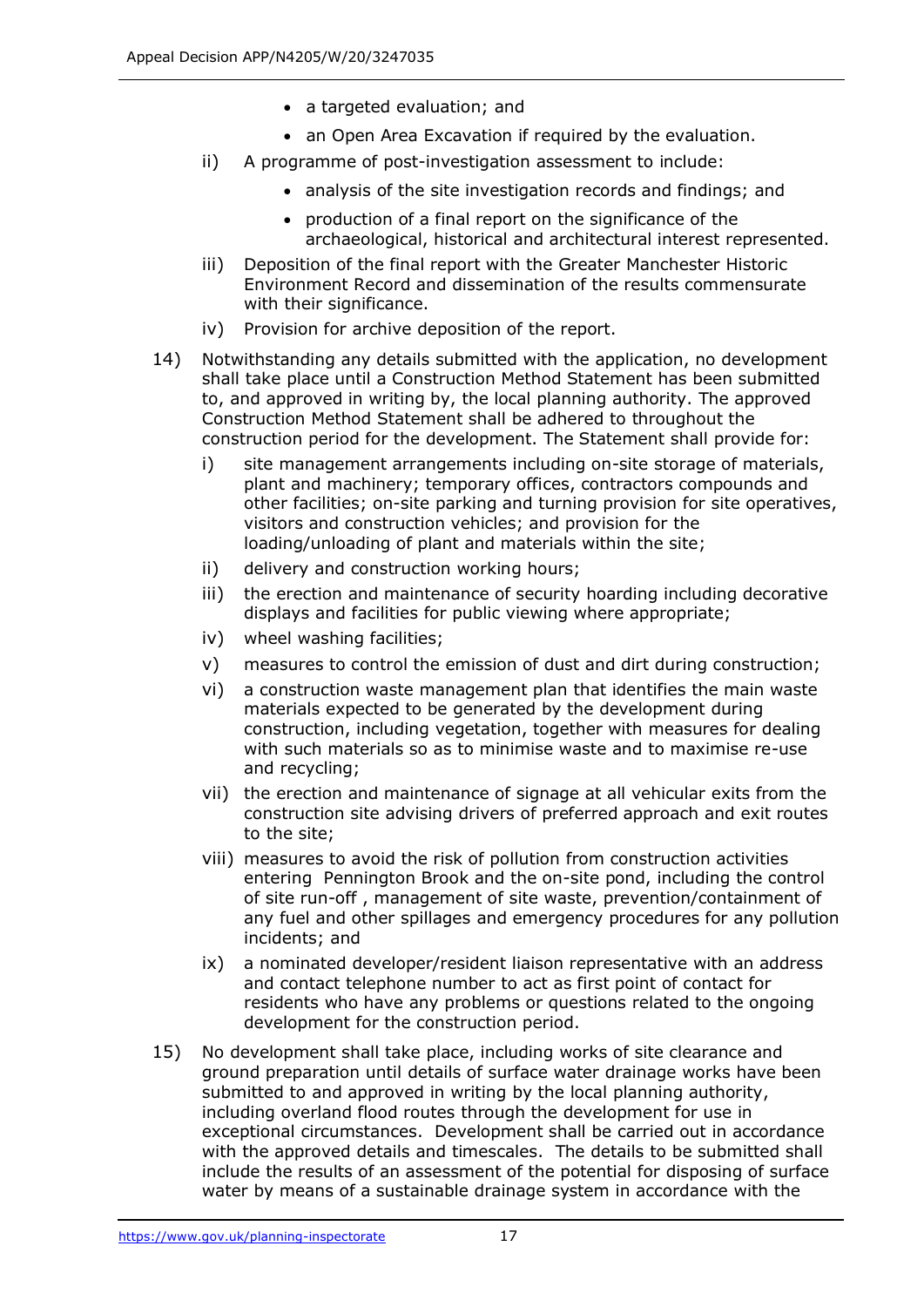- a targeted evaluation; and
- an Open Area Excavation if required by the evaluation.

ii) A programme of post-investigation assessment to include:

- analysis of the site investigation records and findings; and
- production of a final report on the significance of the archaeological, historical and architectural interest represented.

iii) Deposition of the final report with the Greater Manchester Historic Environment Record and dissemination of the results commensurate with their significance.

iv) Provision for archive deposition of the report.

14) Notwithstanding any details submitted with the application, no development shall take place until a Construction Method Statement has been submitted to, and approved in writing by, the local planning authority. The approved Construction Method Statement shall be adhered to throughout the construction period for the development. The Statement shall provide for:

i) site management arrangements including on-site storage of materials, plant and machinery; temporary offices, contractors compounds and other facilities; on-site parking and turning provision for site operatives, visitors and construction vehicles; and provision for the loading/unloading of plant and materials within the site;

ii) delivery and construction working hours;

iii) the erection and maintenance of security hoarding including decorative displays and facilities for public viewing where appropriate;

iv) wheel washing facilities;

v) measures to control the emission of dust and dirt during construction;

vi) a construction waste management plan that identifies the main waste materials expected to be generated by the development during construction, including vegetation, together with measures for dealing with such materials so as to minimise waste and to maximise re-use and recycling;

vii) the erection and maintenance of signage at all vehicular exits from the construction site advising drivers of preferred approach and exit routes to the site;

viii) measures to avoid the risk of pollution from construction activities entering Pennington Brook and the on-site pond, including the control of site run-off , management of site waste, prevention/containment of any fuel and other spillages and emergency procedures for any pollution incidents; and

ix) a nominated developer/resident liaison representative with an address and contact telephone number to act as first point of contact for residents who have any problems or questions related to the ongoing development for the construction period.

15) No development shall take place, including works of site clearance and ground preparation until details of surface water drainage works have been submitted to and approved in writing by the local planning authority, including overland flood routes through the development for use in exceptional circumstances. Development shall be carried out in accordance with the approved details and timescales. The details to be submitted shall include the results of an assessment of the potential for disposing of surface water by means of a sustainable drainage system in accordance with the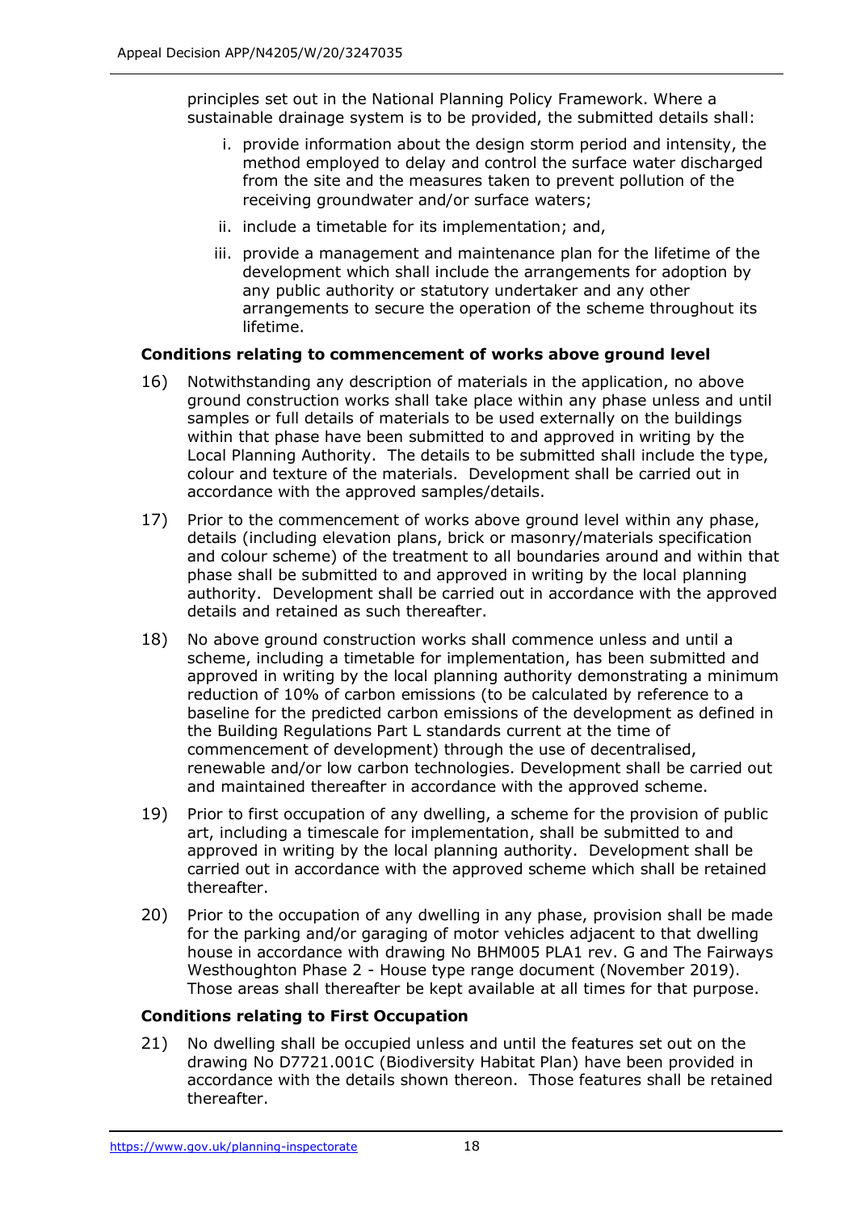principles set out in the National Planning Policy Framework. Where a sustainable drainage system is to be provided, the submitted details shall:

i. provide information about the design storm period and intensity, the method employed to delay and control the surface water discharged from the site and the measures taken to prevent pollution of the receiving groundwater and/or surface waters;

ii. include a timetable for its implementation; and,

iii. provide a management and maintenance plan for the lifetime of the development which shall include the arrangements for adoption by any public authority or statutory undertaker and any other arrangements to secure the operation of the scheme throughout its lifetime.

**Conditions relating to commencement of works above ground level**

16) Notwithstanding any description of materials in the application, no above ground construction works shall take place within any phase unless and until samples or full details of materials to be used externally on the buildings within that phase have been submitted to and approved in writing by the Local Planning Authority. The details to be submitted shall include the type, colour and texture of the materials. Development shall be carried out in accordance with the approved samples/details.

17) Prior to the commencement of works above ground level within any phase, details (including elevation plans, brick or masonry/materials specification and colour scheme) of the treatment to all boundaries around and within that phase shall be submitted to and approved in writing by the local planning authority. Development shall be carried out in accordance with the approved details and retained as such thereafter.

18) No above ground construction works shall commence unless and until a scheme, including a timetable for implementation, has been submitted and approved in writing by the local planning authority demonstrating a minimum reduction of 10% of carbon emissions (to be calculated by reference to a baseline for the predicted carbon emissions of the development as defined in the Building Regulations Part L standards current at the time of commencement of development) through the use of decentralised, renewable and/or low carbon technologies. Development shall be carried out and maintained thereafter in accordance with the approved scheme.

19) Prior to first occupation of any dwelling, a scheme for the provision of public art, including a timescale for implementation, shall be submitted to and approved in writing by the local planning authority. Development shall be carried out in accordance with the approved scheme which shall be retained thereafter.

20) Prior to the occupation of any dwelling in any phase, provision shall be made for the parking and/or garaging of motor vehicles adjacent to that dwelling house in accordance with drawing No BHM005 PLA1 rev. G and The Fairways Westhoughton Phase 2 - House type range document (November 2019). Those areas shall thereafter be kept available at all times for that purpose.

**Conditions relating to First Occupation**

21) No dwelling shall be occupied unless and until the features set out on the drawing No D7721.001C (Biodiversity Habitat Plan) have been provided in accordance with the details shown thereon. Those features shall be retained thereafter.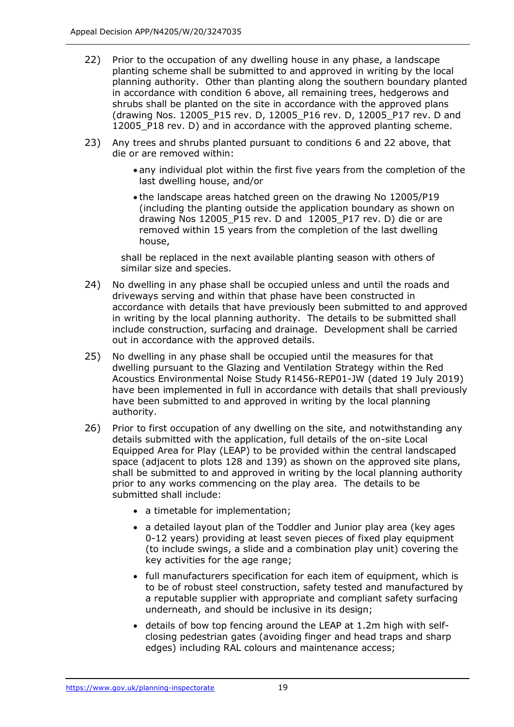22) Prior to the occupation of any dwelling house in any phase, a landscape planting scheme shall be submitted to and approved in writing by the local planning authority. Other than planting along the southern boundary planted in accordance with condition 6 above, all remaining trees, hedgerows and shrubs shall be planted on the site in accordance with the approved plans (drawing Nos. 12005_P15 rev. D, 12005_P16 rev. D, 12005_P17 rev. D and 12005_P18 rev. D) and in accordance with the approved planting scheme.

23) Any trees and shrubs planted pursuant to conditions 6 and 22 above, that die or are removed within:

    - any individual plot within the first five years from the completion of the last dwelling house, and/or
    - the landscape areas hatched green on the drawing No 12005/P19 (including the planting outside the application boundary as shown on drawing Nos 12005_P15 rev. D and 12005_P17 rev. D) die or are removed within 15 years from the completion of the last dwelling house,

    shall be replaced in the next available planting season with others of similar size and species.

24) No dwelling in any phase shall be occupied unless and until the roads and driveways serving and within that phase have been constructed in accordance with details that have previously been submitted to and approved in writing by the local planning authority. The details to be submitted shall include construction, surfacing and drainage. Development shall be carried out in accordance with the approved details.

25) No dwelling in any phase shall be occupied until the measures for that dwelling pursuant to the Glazing and Ventilation Strategy within the Red Acoustics Environmental Noise Study R1456-REP01-JW (dated 19 July 2019) have been implemented in full in accordance with details that shall previously have been submitted to and approved in writing by the local planning authority.

26) Prior to first occupation of any dwelling on the site, and notwithstanding any details submitted with the application, full details of the on-site Local Equipped Area for Play (LEAP) to be provided within the central landscaped space (adjacent to plots 128 and 139) as shown on the approved site plans, shall be submitted to and approved in writing by the local planning authority prior to any works commencing on the play area. The details to be submitted shall include:

    - a timetable for implementation;
    - a detailed layout plan of the Toddler and Junior play area (key ages 0-12 years) providing at least seven pieces of fixed play equipment (to include swings, a slide and a combination play unit) covering the key activities for the age range;
    - full manufacturers specification for each item of equipment, which is to be of robust steel construction, safety tested and manufactured by a reputable supplier with appropriate and compliant safety surfacing underneath, and should be inclusive in its design;
    - details of bow top fencing around the LEAP at 1.2m high with self-closing pedestrian gates (avoiding finger and head traps and sharp edges) including RAL colours and maintenance access;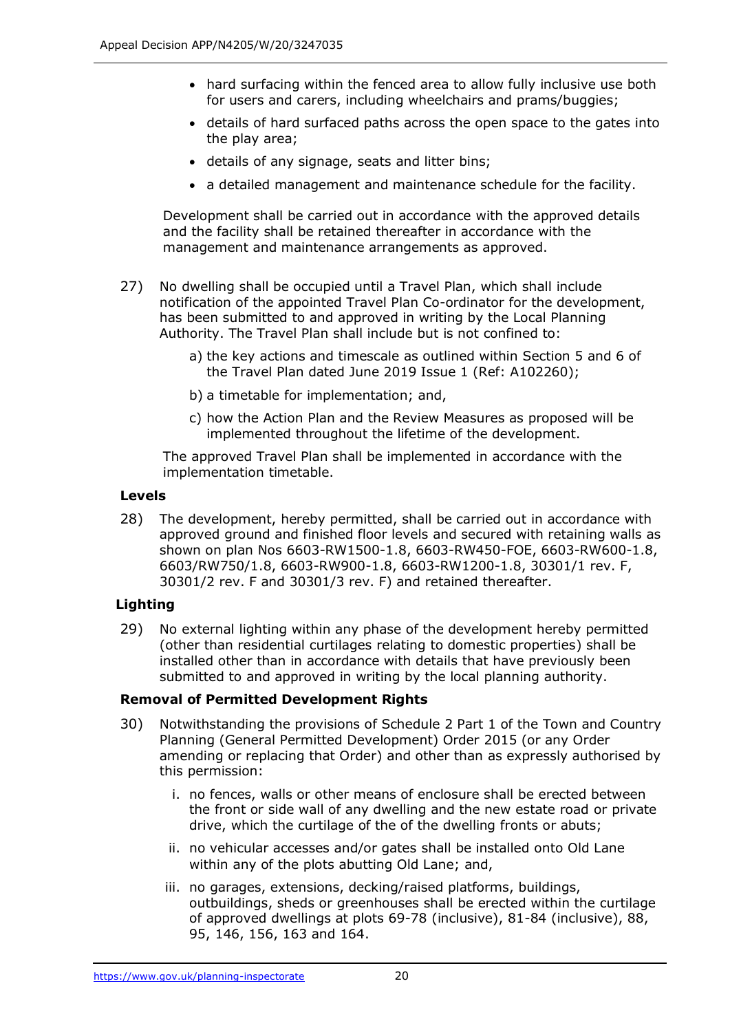- hard surfacing within the fenced area to allow fully inclusive use both for users and carers, including wheelchairs and prams/buggies;
- details of hard surfaced paths across the open space to the gates into the play area;
- details of any signage, seats and litter bins;
- a detailed management and maintenance schedule for the facility.

Development shall be carried out in accordance with the approved details and the facility shall be retained thereafter in accordance with the management and maintenance arrangements as approved.

27) No dwelling shall be occupied until a Travel Plan, which shall include notification of the appointed Travel Plan Co-ordinator for the development, has been submitted to and approved in writing by the Local Planning Authority. The Travel Plan shall include but is not confined to:

    a) the key actions and timescale as outlined within Section 5 and 6 of the Travel Plan dated June 2019 Issue 1 (Ref: A102260);

    b) a timetable for implementation; and,

    c) how the Action Plan and the Review Measures as proposed will be implemented throughout the lifetime of the development.

    The approved Travel Plan shall be implemented in accordance with the implementation timetable.

**Levels**

28) The development, hereby permitted, shall be carried out in accordance with approved ground and finished floor levels and secured with retaining walls as shown on plan Nos 6603-RW1500-1.8, 6603-RW450-FOE, 6603-RW600-1.8, 6603/RW750/1.8, 6603-RW900-1.8, 6603-RW1200-1.8, 30301/1 rev. F, 30301/2 rev. F and 30301/3 rev. F) and retained thereafter.

**Lighting**

29) No external lighting within any phase of the development hereby permitted (other than residential curtilages relating to domestic properties) shall be installed other than in accordance with details that have previously been submitted to and approved in writing by the local planning authority.

**Removal of Permitted Development Rights**

30) Notwithstanding the provisions of Schedule 2 Part 1 of the Town and Country Planning (General Permitted Development) Order 2015 (or any Order amending or replacing that Order) and other than as expressly authorised by this permission:

    i. no fences, walls or other means of enclosure shall be erected between the front or side wall of any dwelling and the new estate road or private drive, which the curtilage of the of the dwelling fronts or abuts;

    ii. no vehicular accesses and/or gates shall be installed onto Old Lane within any of the plots abutting Old Lane; and,

    iii. no garages, extensions, decking/raised platforms, buildings, outbuildings, sheds or greenhouses shall be erected within the curtilage of approved dwellings at plots 69-78 (inclusive), 81-84 (inclusive), 88, 95, 146, 156, 163 and 164.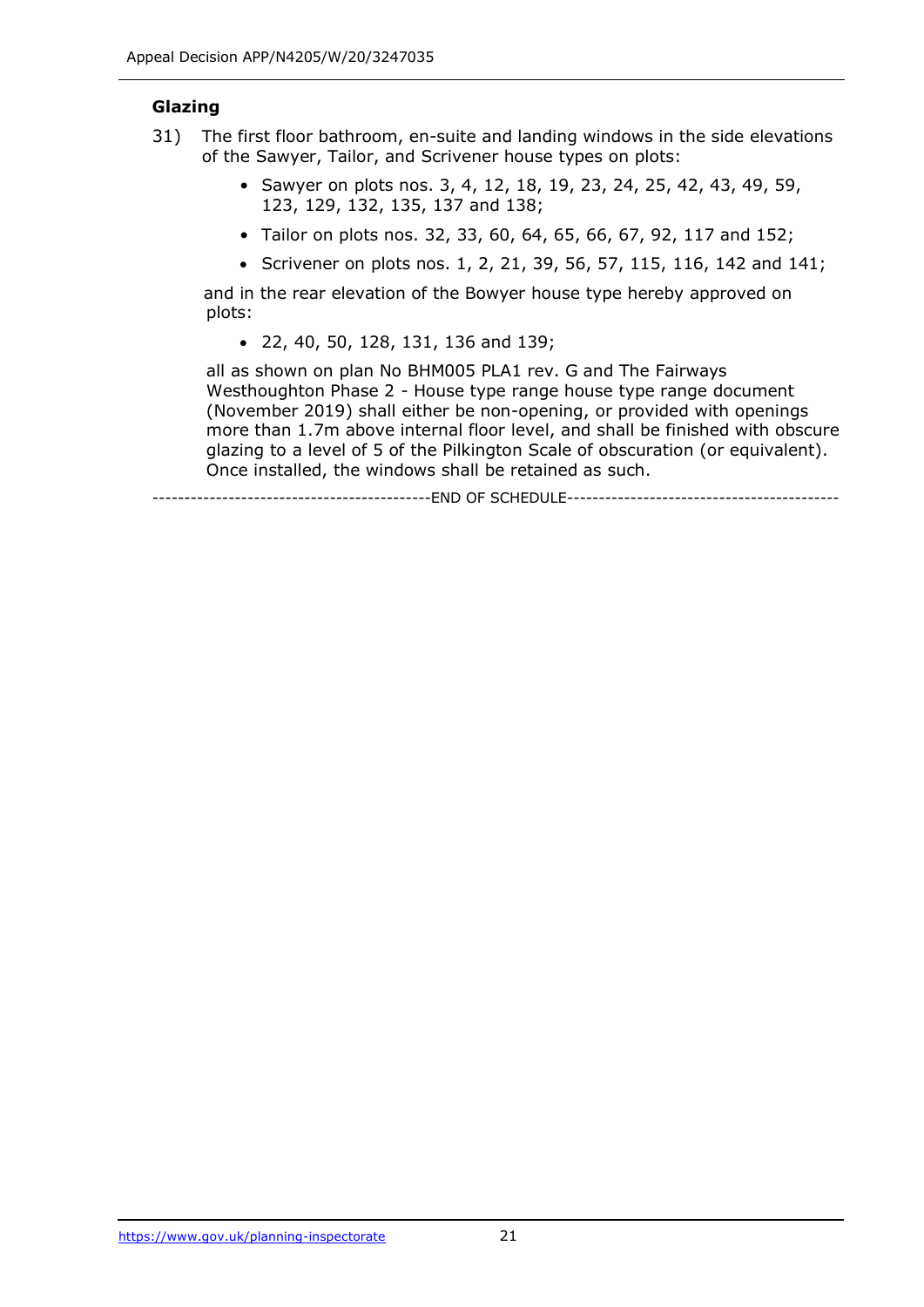### Glazing

31) The first floor bathroom, en-suite and landing windows in the side elevations of the Sawyer, Tailor, and Scrivener house types on plots:

- Sawyer on plots nos. 3, 4, 12, 18, 19, 23, 24, 25, 42, 43, 49, 59, 123, 129, 132, 135, 137 and 138;
- Tailor on plots nos. 32, 33, 60, 64, 65, 66, 67, 92, 117 and 152;
- Scrivener on plots nos. 1, 2, 21, 39, 56, 57, 115, 116, 142 and 141;

and in the rear elevation of the Bowyer house type hereby approved on plots:

- 22, 40, 50, 128, 131, 136 and 139;

all as shown on plan No BHM005 PLA1 rev. G and The Fairways Westhoughton Phase 2 - House type range house type range document (November 2019) shall either be non-opening, or provided with openings more than 1.7m above internal floor level, and shall be finished with obscure glazing to a level of 5 of the Pilkington Scale of obscuration (or equivalent). Once installed, the windows shall be retained as such.

-------------------------------------------END OF SCHEDULE-------------------------------------------